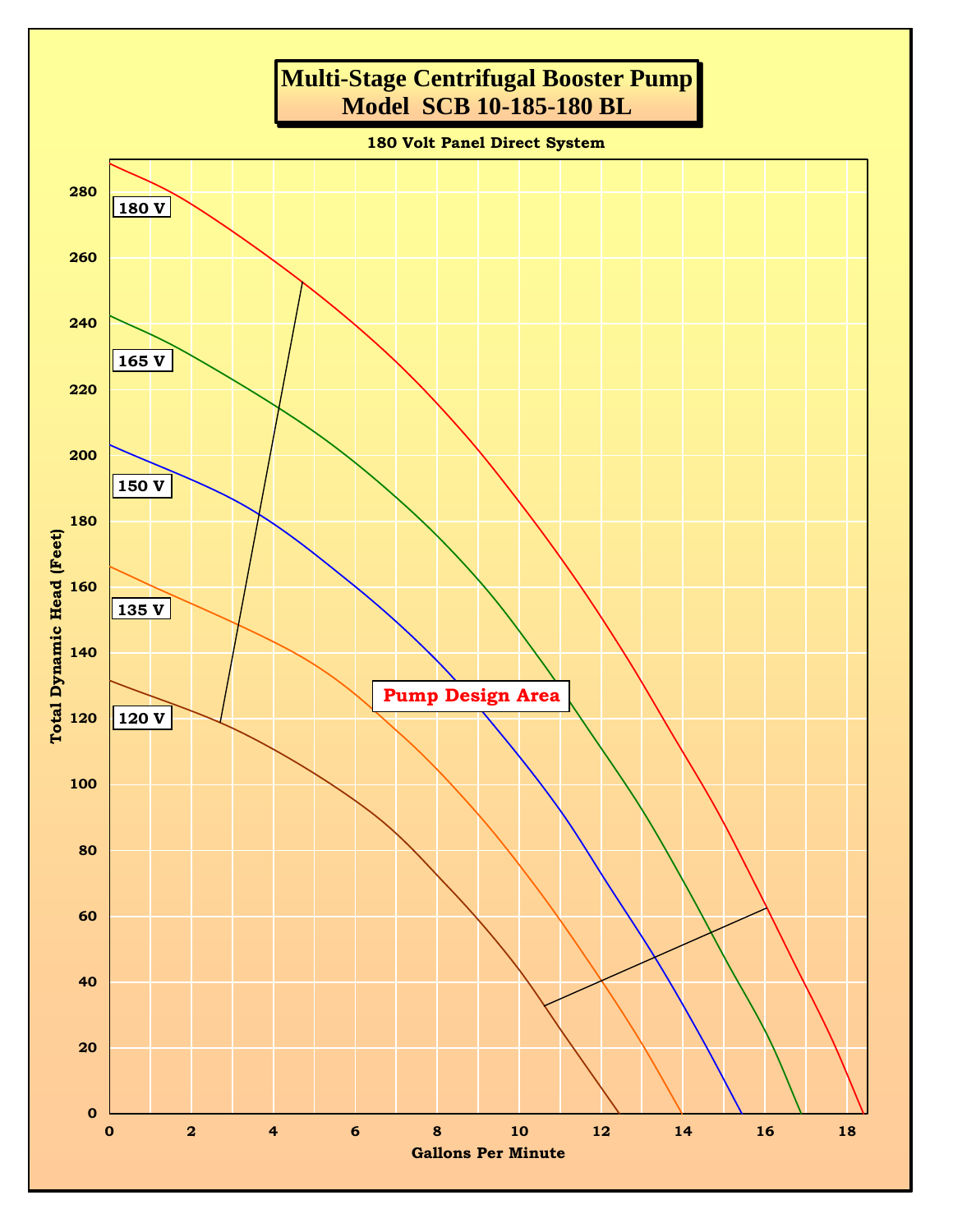# Multi-Stage Centrifugal Booster Pump
# Model SCB 10-185-180 BL

180 Volt Panel Direct System

180 V

165 V

150 V

135 V

120 V

Pump Design Area

Total Dynamic Head (Feet)

0 20 40 60 80 100 120 140 160 180 200 220 240 260 280

Gallons Per Minute

0 2 4 6 8 10 12 14 16 18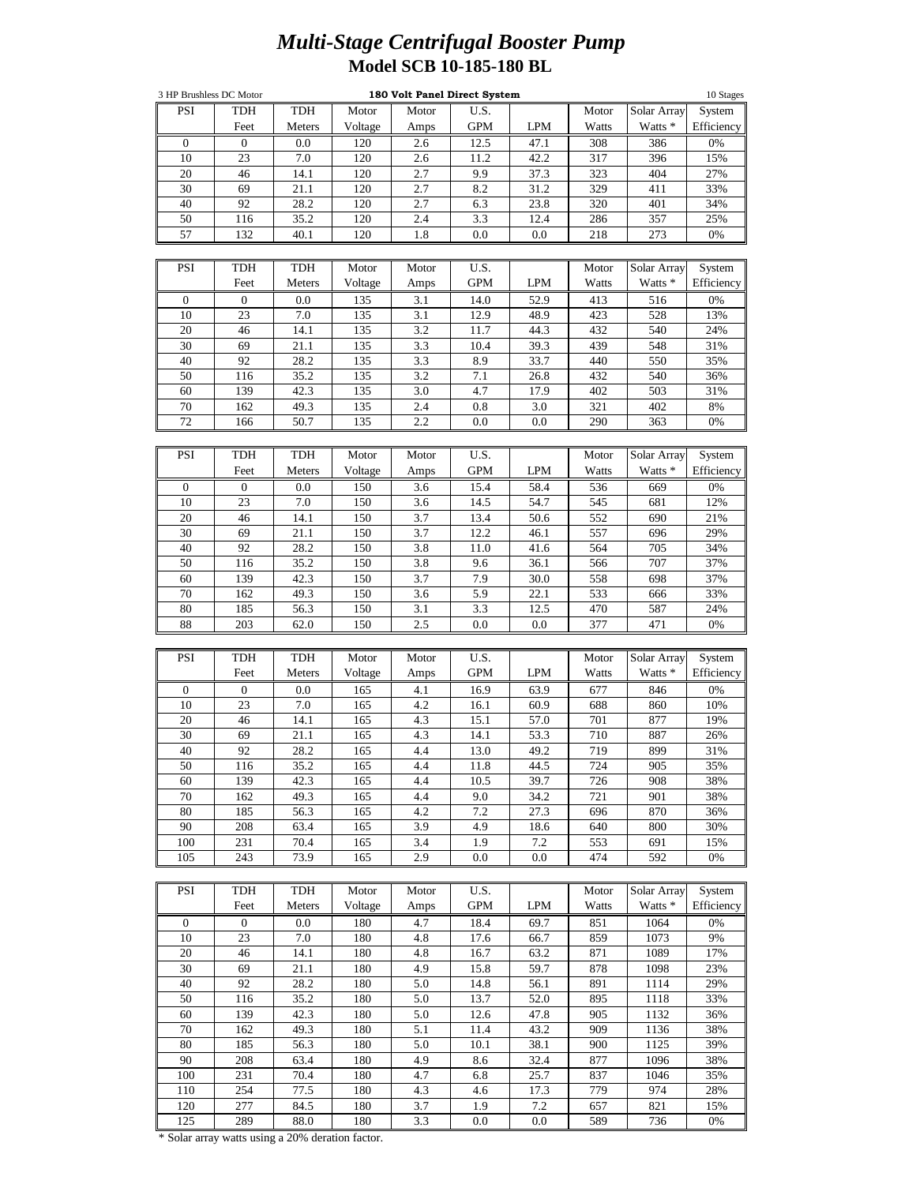# *Multi-Stage Centrifugal Booster Pump*

## Model SCB 10-185-180 BL

3 HP Brushless DC Motor — **180 Volt Panel Direct System** — 10 Stages

| PSI | TDH Feet | TDH Meters | Motor Voltage | Motor Amps | U.S. GPM | LPM | Motor Watts | Solar Array Watts * | System Efficiency |
|---|---|---|---|---|---|---|---|---|---|
| 0 | 0 | 0.0 | 120 | 2.6 | 12.5 | 47.1 | 308 | 386 | 0% |
| 10 | 23 | 7.0 | 120 | 2.6 | 11.2 | 42.2 | 317 | 396 | 15% |
| 20 | 46 | 14.1 | 120 | 2.7 | 9.9 | 37.3 | 323 | 404 | 27% |
| 30 | 69 | 21.1 | 120 | 2.7 | 8.2 | 31.2 | 329 | 411 | 33% |
| 40 | 92 | 28.2 | 120 | 2.7 | 6.3 | 23.8 | 320 | 401 | 34% |
| 50 | 116 | 35.2 | 120 | 2.4 | 3.3 | 12.4 | 286 | 357 | 25% |
| 57 | 132 | 40.1 | 120 | 1.8 | 0.0 | 0.0 | 218 | 273 | 0% |

| PSI | TDH Feet | TDH Meters | Motor Voltage | Motor Amps | U.S. GPM | LPM | Motor Watts | Solar Array Watts * | System Efficiency |
|---|---|---|---|---|---|---|---|---|---|
| 0 | 0 | 0.0 | 135 | 3.1 | 14.0 | 52.9 | 413 | 516 | 0% |
| 10 | 23 | 7.0 | 135 | 3.1 | 12.9 | 48.9 | 423 | 528 | 13% |
| 20 | 46 | 14.1 | 135 | 3.2 | 11.7 | 44.3 | 432 | 540 | 24% |
| 30 | 69 | 21.1 | 135 | 3.3 | 10.4 | 39.3 | 439 | 548 | 31% |
| 40 | 92 | 28.2 | 135 | 3.3 | 8.9 | 33.7 | 440 | 550 | 35% |
| 50 | 116 | 35.2 | 135 | 3.2 | 7.1 | 26.8 | 432 | 540 | 36% |
| 60 | 139 | 42.3 | 135 | 3.0 | 4.7 | 17.9 | 402 | 503 | 31% |
| 70 | 162 | 49.3 | 135 | 2.4 | 0.8 | 3.0 | 321 | 402 | 8% |
| 72 | 166 | 50.7 | 135 | 2.2 | 0.0 | 0.0 | 290 | 363 | 0% |

| PSI | TDH Feet | TDH Meters | Motor Voltage | Motor Amps | U.S. GPM | LPM | Motor Watts | Solar Array Watts * | System Efficiency |
|---|---|---|---|---|---|---|---|---|---|
| 0 | 0 | 0.0 | 150 | 3.6 | 15.4 | 58.4 | 536 | 669 | 0% |
| 10 | 23 | 7.0 | 150 | 3.6 | 14.5 | 54.7 | 545 | 681 | 12% |
| 20 | 46 | 14.1 | 150 | 3.7 | 13.4 | 50.6 | 552 | 690 | 21% |
| 30 | 69 | 21.1 | 150 | 3.7 | 12.2 | 46.1 | 557 | 696 | 29% |
| 40 | 92 | 28.2 | 150 | 3.8 | 11.0 | 41.6 | 564 | 705 | 34% |
| 50 | 116 | 35.2 | 150 | 3.8 | 9.6 | 36.1 | 566 | 707 | 37% |
| 60 | 139 | 42.3 | 150 | 3.7 | 7.9 | 30.0 | 558 | 698 | 37% |
| 70 | 162 | 49.3 | 150 | 3.6 | 5.9 | 22.1 | 533 | 666 | 33% |
| 80 | 185 | 56.3 | 150 | 3.1 | 3.3 | 12.5 | 470 | 587 | 24% |
| 88 | 203 | 62.0 | 150 | 2.5 | 0.0 | 0.0 | 377 | 471 | 0% |

| PSI | TDH Feet | TDH Meters | Motor Voltage | Motor Amps | U.S. GPM | LPM | Motor Watts | Solar Array Watts * | System Efficiency |
|---|---|---|---|---|---|---|---|---|---|
| 0 | 0 | 0.0 | 165 | 4.1 | 16.9 | 63.9 | 677 | 846 | 0% |
| 10 | 23 | 7.0 | 165 | 4.2 | 16.1 | 60.9 | 688 | 860 | 10% |
| 20 | 46 | 14.1 | 165 | 4.3 | 15.1 | 57.0 | 701 | 877 | 19% |
| 30 | 69 | 21.1 | 165 | 4.3 | 14.1 | 53.3 | 710 | 887 | 26% |
| 40 | 92 | 28.2 | 165 | 4.4 | 13.0 | 49.2 | 719 | 899 | 31% |
| 50 | 116 | 35.2 | 165 | 4.4 | 11.8 | 44.5 | 724 | 905 | 35% |
| 60 | 139 | 42.3 | 165 | 4.4 | 10.5 | 39.7 | 726 | 908 | 38% |
| 70 | 162 | 49.3 | 165 | 4.4 | 9.0 | 34.2 | 721 | 901 | 38% |
| 80 | 185 | 56.3 | 165 | 4.2 | 7.2 | 27.3 | 696 | 870 | 36% |
| 90 | 208 | 63.4 | 165 | 3.9 | 4.9 | 18.6 | 640 | 800 | 30% |
| 100 | 231 | 70.4 | 165 | 3.4 | 1.9 | 7.2 | 553 | 691 | 15% |
| 105 | 243 | 73.9 | 165 | 2.9 | 0.0 | 0.0 | 474 | 592 | 0% |

| PSI | TDH Feet | TDH Meters | Motor Voltage | Motor Amps | U.S. GPM | LPM | Motor Watts | Solar Array Watts * | System Efficiency |
|---|---|---|---|---|---|---|---|---|---|
| 0 | 0 | 0.0 | 180 | 4.7 | 18.4 | 69.7 | 851 | 1064 | 0% |
| 10 | 23 | 7.0 | 180 | 4.8 | 17.6 | 66.7 | 859 | 1073 | 9% |
| 20 | 46 | 14.1 | 180 | 4.8 | 16.7 | 63.2 | 871 | 1089 | 17% |
| 30 | 69 | 21.1 | 180 | 4.9 | 15.8 | 59.7 | 878 | 1098 | 23% |
| 40 | 92 | 28.2 | 180 | 5.0 | 14.8 | 56.1 | 891 | 1114 | 29% |
| 50 | 116 | 35.2 | 180 | 5.0 | 13.7 | 52.0 | 895 | 1118 | 33% |
| 60 | 139 | 42.3 | 180 | 5.0 | 12.6 | 47.8 | 905 | 1132 | 36% |
| 70 | 162 | 49.3 | 180 | 5.1 | 11.4 | 43.2 | 909 | 1136 | 38% |
| 80 | 185 | 56.3 | 180 | 5.0 | 10.1 | 38.1 | 900 | 1125 | 39% |
| 90 | 208 | 63.4 | 180 | 4.9 | 8.6 | 32.4 | 877 | 1096 | 38% |
| 100 | 231 | 70.4 | 180 | 4.7 | 6.8 | 25.7 | 837 | 1046 | 35% |
| 110 | 254 | 77.5 | 180 | 4.3 | 4.6 | 17.3 | 779 | 974 | 28% |
| 120 | 277 | 84.5 | 180 | 3.7 | 1.9 | 7.2 | 657 | 821 | 15% |
| 125 | 289 | 88.0 | 180 | 3.3 | 0.0 | 0.0 | 589 | 736 | 0% |

* Solar array watts using a 20% deration factor.